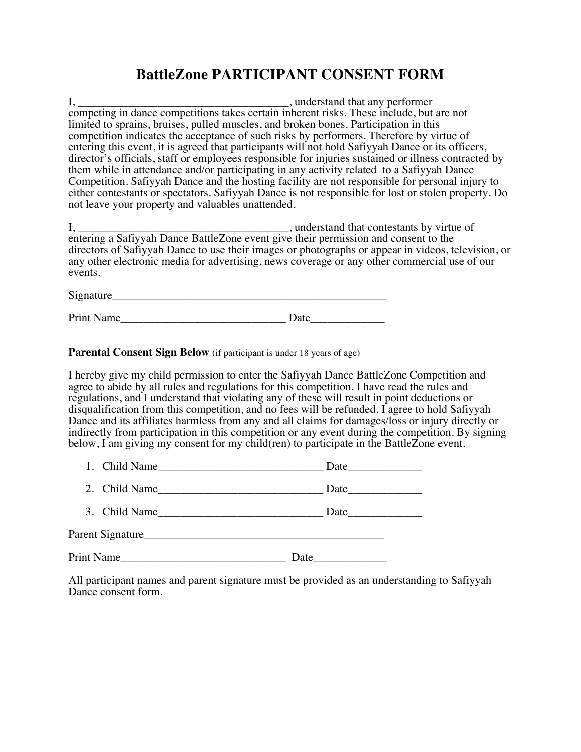# BattleZone PARTICIPANT CONSENT FORM

I, _____________________________________, understand that any performer competing in dance competitions takes certain inherent risks. These include, but are not limited to sprains, bruises, pulled muscles, and broken bones. Participation in this competition indicates the acceptance of such risks by performers. Therefore by virtue of entering this event, it is agreed that participants will not hold Safiyyah Dance or its officers, director's officials, staff or employees responsible for injuries sustained or illness contracted by them while in attendance and/or participating in any activity related to a Safiyyah Dance Competition. Safiyyah Dance and the hosting facility are not responsible for personal injury to either contestants or spectators. Safiyyah Dance is not responsible for lost or stolen property. Do not leave your property and valuables unattended.

I, _____________________________________, understand that contestants by virtue of entering a Safiyyah Dance BattleZone event give their permission and consent to the directors of Safiyyah Dance to use their images or photographs or appear in videos, television, or any other electronic media for advertising, news coverage or any other commercial use of our events.

Signature_________________________________________________

Print Name_____________________________ Date____________

**Parental Consent Sign Below** (if participant is under 18 years of age)

I hereby give my child permission to enter the Safiyyah Dance BattleZone Competition and agree to abide by all rules and regulations for this competition. I have read the rules and regulations, and I understand that violating any of these will result in point deductions or disqualification from this competition, and no fees will be refunded. I agree to hold Safiyyah Dance and its affiliates harmless from any and all claims for damages/loss or injury directly or indirectly from participation in this competition or any event during the competition. By signing below, I am giving my consent for my child(ren) to participate in the BattleZone event.

1. Child Name_____________________________ Date____________
2. Child Name_____________________________ Date____________
3. Child Name_____________________________ Date____________

Parent Signature__________________________________________

Print Name_____________________________ Date____________

All participant names and parent signature must be provided as an understanding to Safiyyah Dance consent form.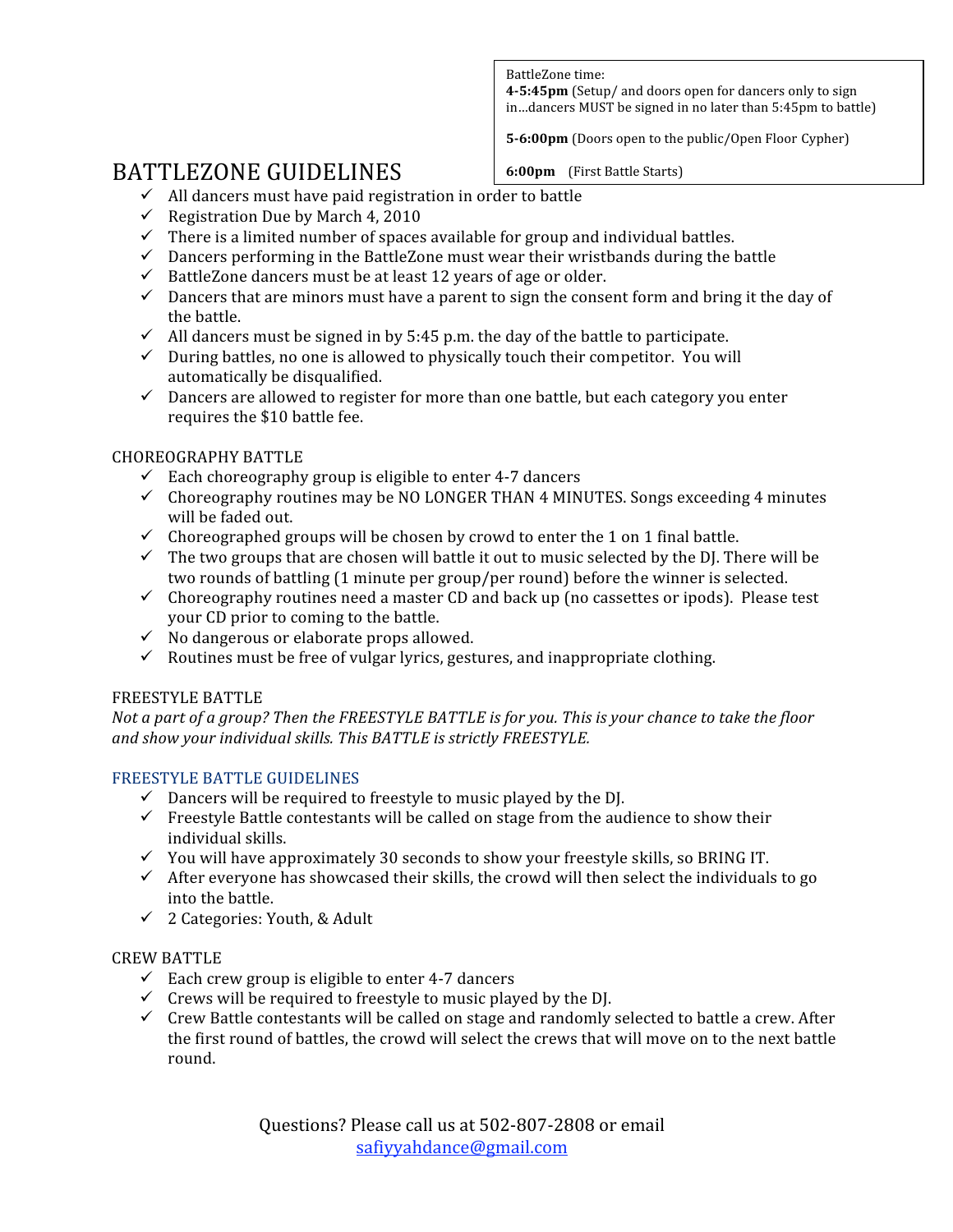BattleZone time:
**4-5:45pm** (Setup/ and doors open for dancers only to sign in…dancers MUST be signed in no later than 5:45pm to battle)

**5-6:00pm** (Doors open to the public/Open Floor Cypher)

**6:00pm** (First Battle Starts)

# BATTLEZONE GUIDELINES

- ✓ All dancers must have paid registration in order to battle
- ✓ Registration Due by March 4, 2010
- ✓ There is a limited number of spaces available for group and individual battles.
- ✓ Dancers performing in the BattleZone must wear their wristbands during the battle
- ✓ BattleZone dancers must be at least 12 years of age or older.
- ✓ Dancers that are minors must have a parent to sign the consent form and bring it the day of the battle.
- ✓ All dancers must be signed in by 5:45 p.m. the day of the battle to participate.
- ✓ During battles, no one is allowed to physically touch their competitor. You will automatically be disqualified.
- ✓ Dancers are allowed to register for more than one battle, but each category you enter requires the $10 battle fee.

## CHOREOGRAPHY BATTLE

- ✓ Each choreography group is eligible to enter 4-7 dancers
- ✓ Choreography routines may be NO LONGER THAN 4 MINUTES. Songs exceeding 4 minutes will be faded out.
- ✓ Choreographed groups will be chosen by crowd to enter the 1 on 1 final battle.
- ✓ The two groups that are chosen will battle it out to music selected by the DJ. There will be two rounds of battling (1 minute per group/per round) before the winner is selected.
- ✓ Choreography routines need a master CD and back up (no cassettes or ipods). Please test your CD prior to coming to the battle.
- ✓ No dangerous or elaborate props allowed.
- ✓ Routines must be free of vulgar lyrics, gestures, and inappropriate clothing.

## FREESTYLE BATTLE

*Not a part of a group? Then the FREESTYLE BATTLE is for you. This is your chance to take the floor and show your individual skills. This BATTLE is strictly FREESTYLE.*

## FREESTYLE BATTLE GUIDELINES

- ✓ Dancers will be required to freestyle to music played by the DJ.
- ✓ Freestyle Battle contestants will be called on stage from the audience to show their individual skills.
- ✓ You will have approximately 30 seconds to show your freestyle skills, so BRING IT.
- ✓ After everyone has showcased their skills, the crowd will then select the individuals to go into the battle.
- ✓ 2 Categories: Youth, & Adult

## CREW BATTLE

- ✓ Each crew group is eligible to enter 4-7 dancers
- ✓ Crews will be required to freestyle to music played by the DJ.
- ✓ Crew Battle contestants will be called on stage and randomly selected to battle a crew. After the first round of battles, the crowd will select the crews that will move on to the next battle round.

Questions? Please call us at 502-807-2808 or email safiyyahdance@gmail.com